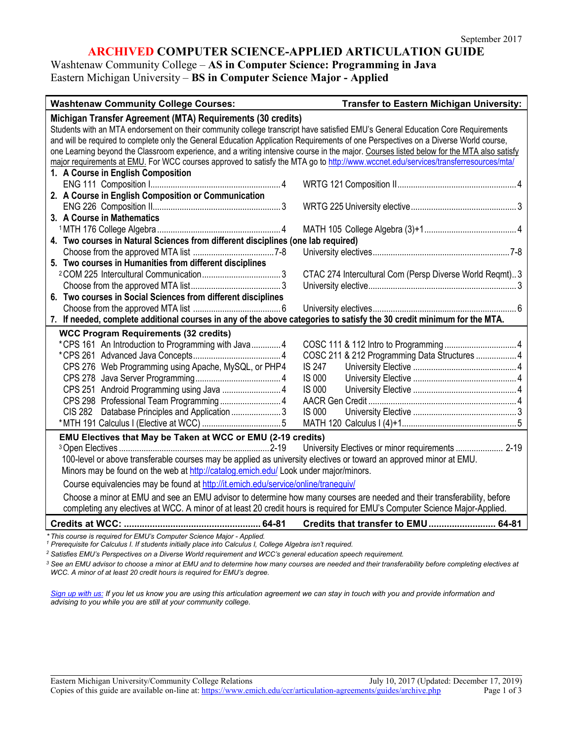September 2017

# ARCHIVED COMPUTER SCIENCE-APPLIED ARTICULATION GUIDE

Washtenaw Community College – **AS in Computer Science: Programming in Java**
Eastern Michigan University – **BS in Computer Science Major - Applied**

| Washtenaw Community College Courses: | Transfer to Eastern Michigan University: |
|---|---|
| **Michigan Transfer Agreement (MTA) Requirements (30 credits)** | |
| Students with an MTA endorsement on their community college transcript have satisfied EMU's General Education Core Requirements and will be required to complete only the General Education Application Requirements of one Perspectives on a Diverse World course, one Learning beyond the Classroom experience, and a writing intensive course in the major. Courses listed below for the MTA also satisfy major requirements at EMU. For WCC courses approved to satisfy the MTA go to http://www.wccnet.edu/services/transferresources/mta/ | |
| **1. A Course in English Composition** | |
| ENG 111 Composition I .......... 4 | WRTG 121 Composition II .......... 4 |
| **2. A Course in English Composition or Communication** | |
| ENG 226 Composition II .......... 3 | WRTG 225 University elective .......... 3 |
| **3. A Course in Mathematics** | |
| [1] MTH 176 College Algebra .......... 4 | MATH 105 College Algebra (3)+1 .......... 4 |
| **4. Two courses in Natural Sciences from different disciplines (one lab required)** | |
| Choose from the approved MTA list .......... 7-8 | University electives .......... 7-8 |
| **5. Two courses in Humanities from different disciplines** | |
| [2] COM 225 Intercultural Communication .......... 3 | CTAC 274 Intercultural Com (Persp Diverse World Reqmt) .. 3 |
| Choose from the approved MTA list .......... 3 | University elective .......... 3 |
| **6. Two courses in Social Sciences from different disciplines** | |
| Choose from the approved MTA list .......... 6 | University electives .......... 6 |
| **7. If needed, complete additional courses in any of the above categories to satisfy the 30 credit minimum for the MTA.** | |
| **WCC Program Requirements (32 credits)** | |
| *CPS 161 An Introduction to Programming with Java .......... 4 | COSC 111 & 112 Intro to Programming .......... 4 |
| *CPS 261 Advanced Java Concepts .......... 4 | COSC 211 & 212 Programming Data Structures .......... 4 |
| CPS 276 Web Programming using Apache, MySQL, or PHP4 | IS 247 University Elective .......... 4 |
| CPS 278 Java Server Programming .......... 4 | IS 000 University Elective .......... 4 |
| CPS 251 Android Programming using Java .......... 4 | IS 000 University Elective .......... 4 |
| CPS 298 Professional Team Programming .......... 4 | AACR Gen Credit .......... 4 |
| CIS 282 Database Principles and Application .......... 3 | IS 000 University Elective .......... 3 |
| *MTH 191 Calculus I (Elective at WCC) .......... 5 | MATH 120 Calculus I (4)+1 .......... 5 |
| **EMU Electives that May be Taken at WCC or EMU (2-19 credits)** | |
| [3] Open Electives .......... 2-19 | University Electives or minor requirements .......... 2-19 |
| 100-level or above transferable courses may be applied as university electives or toward an approved minor at EMU. Minors may be found on the web at http://catalog.emich.edu/ Look under major/minors. | |
| Course equivalencies may be found at http://it.emich.edu/service/online/tranequiv/ | |
| Choose a minor at EMU and see an EMU advisor to determine how many courses are needed and their transferability, before completing any electives at WCC. A minor of at least 20 credit hours is required for EMU's Computer Science Major-Applied. | |
| **Credits at WCC: .......... 64-81** | **Credits that transfer to EMU .......... 64-81** |

*\* This course is required for EMU's Computer Science Major - Applied.*

*[1] Prerequisite for Calculus I. If students initially place into Calculus I, College Algebra isn't required.*

*[2] Satisfies EMU's Perspectives on a Diverse World requirement and WCC's general education speech requirement.*

*[3] See an EMU advisor to choose a minor at EMU and to determine how many courses are needed and their transferability before completing electives at WCC. A minor of at least 20 credit hours is required for EMU's degree.*

*Sign up with us: If you let us know you are using this articulation agreement we can stay in touch with you and provide information and advising to you while you are still at your community college.*

Eastern Michigan University/Community College Relations — July 10, 2017 (Updated: December 17, 2019)
Copies of this guide are available on-line at: https://www.emich.edu/ccr/articulation-agreements/guides/archive.php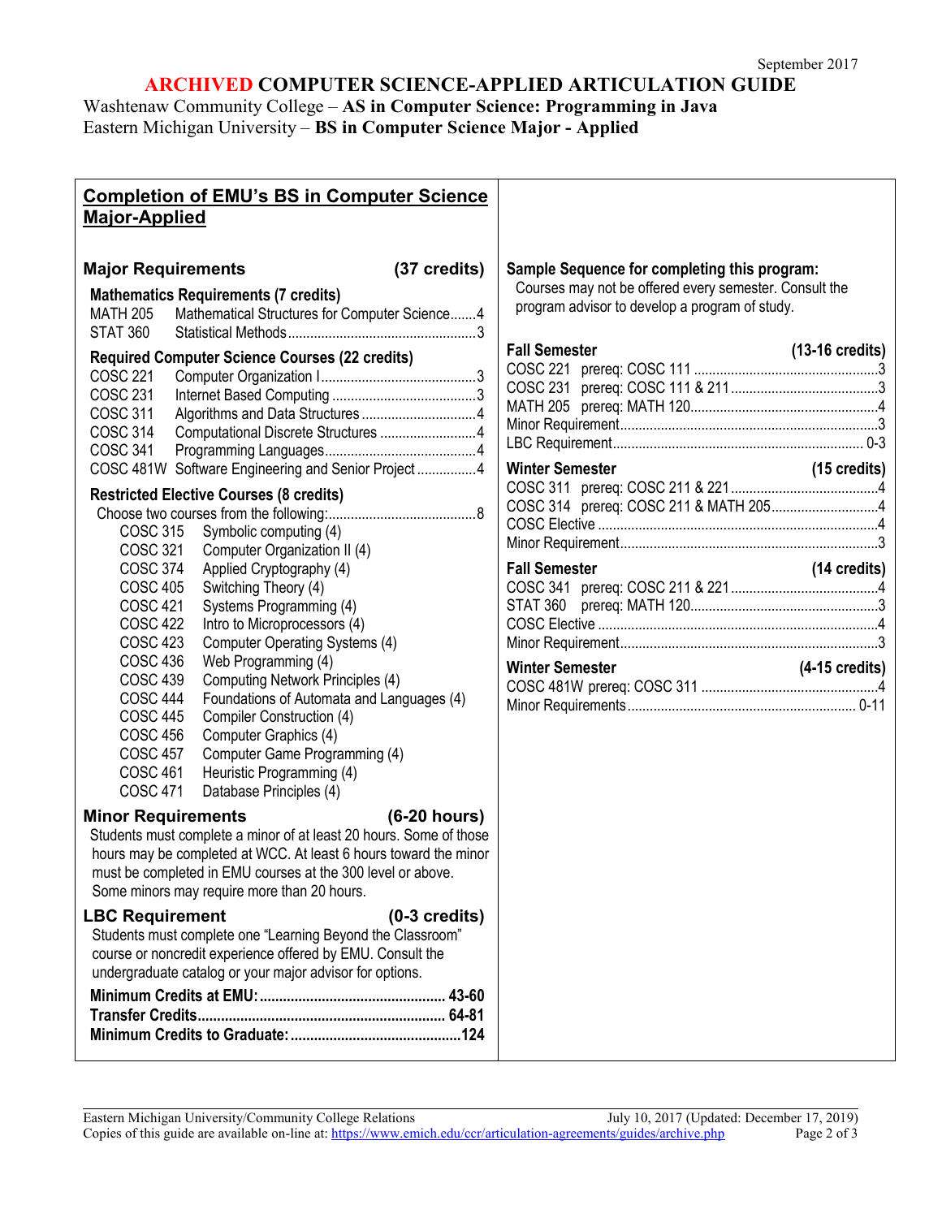September 2017

# ARCHIVED COMPUTER SCIENCE-APPLIED ARTICULATION GUIDE

Washtenaw Community College – **AS in Computer Science: Programming in Java**
Eastern Michigan University – **BS in Computer Science Major - Applied**

## Completion of EMU's BS in Computer Science Major-Applied

### Major Requirements (37 credits)

**Mathematics Requirements (7 credits)**

| | | |
|---|---|---|
| MATH 205 | Mathematical Structures for Computer Science | 4 |
| STAT 360 | Statistical Methods | 3 |

**Required Computer Science Courses (22 credits)**

| | | |
|---|---|---|
| COSC 221 | Computer Organization I | 3 |
| COSC 231 | Internet Based Computing | 3 |
| COSC 311 | Algorithms and Data Structures | 4 |
| COSC 314 | Computational Discrete Structures | 4 |
| COSC 341 | Programming Languages | 4 |
| COSC 481W | Software Engineering and Senior Project | 4 |

**Restricted Elective Courses (8 credits)**

Choose two courses from the following: 8

- COSC 315 Symbolic computing (4)
- COSC 321 Computer Organization II (4)
- COSC 374 Applied Cryptography (4)
- COSC 405 Switching Theory (4)
- COSC 421 Systems Programming (4)
- COSC 422 Intro to Microprocessors (4)
- COSC 423 Computer Operating Systems (4)
- COSC 436 Web Programming (4)
- COSC 439 Computing Network Principles (4)
- COSC 444 Foundations of Automata and Languages (4)
- COSC 445 Compiler Construction (4)
- COSC 456 Computer Graphics (4)
- COSC 457 Computer Game Programming (4)
- COSC 461 Heuristic Programming (4)
- COSC 471 Database Principles (4)

### Minor Requirements (6-20 hours)

Students must complete a minor of at least 20 hours. Some of those hours may be completed at WCC. At least 6 hours toward the minor must be completed in EMU courses at the 300 level or above. Some minors may require more than 20 hours.

### LBC Requirement (0-3 credits)

Students must complete one "Learning Beyond the Classroom" course or noncredit experience offered by EMU. Consult the undergraduate catalog or your major advisor for options.

**Minimum Credits at EMU:** 43-60
**Transfer Credits:** 64-81
**Minimum Credits to Graduate:** 124

### Sample Sequence for completing this program:

Courses may not be offered every semester. Consult the program advisor to develop a program of study.

**Fall Semester (13-16 credits)**

| | |
|---|---|
| COSC 221 prereq: COSC 111 | 3 |
| COSC 231 prereq: COSC 111 & 211 | 3 |
| MATH 205 prereq: MATH 120 | 4 |
| Minor Requirement | 3 |
| LBC Requirement | 0-3 |

**Winter Semester (15 credits)**

| | |
|---|---|
| COSC 311 prereq: COSC 211 & 221 | 4 |
| COSC 314 prereq: COSC 211 & MATH 205 | 4 |
| COSC Elective | 4 |
| Minor Requirement | 3 |

**Fall Semester (14 credits)**

| | |
|---|---|
| COSC 341 prereq: COSC 211 & 221 | 4 |
| STAT 360 prereq: MATH 120 | 3 |
| COSC Elective | 4 |
| Minor Requirement | 3 |

**Winter Semester (4-15 credits)**

| | |
|---|---|
| COSC 481W prereq: COSC 311 | 4 |
| Minor Requirements | 0-11 |

Eastern Michigan University/Community College Relations — July 10, 2017 (Updated: December 17, 2019)
Copies of this guide are available on-line at: https://www.emich.edu/ccr/articulation-agreements/guides/archive.php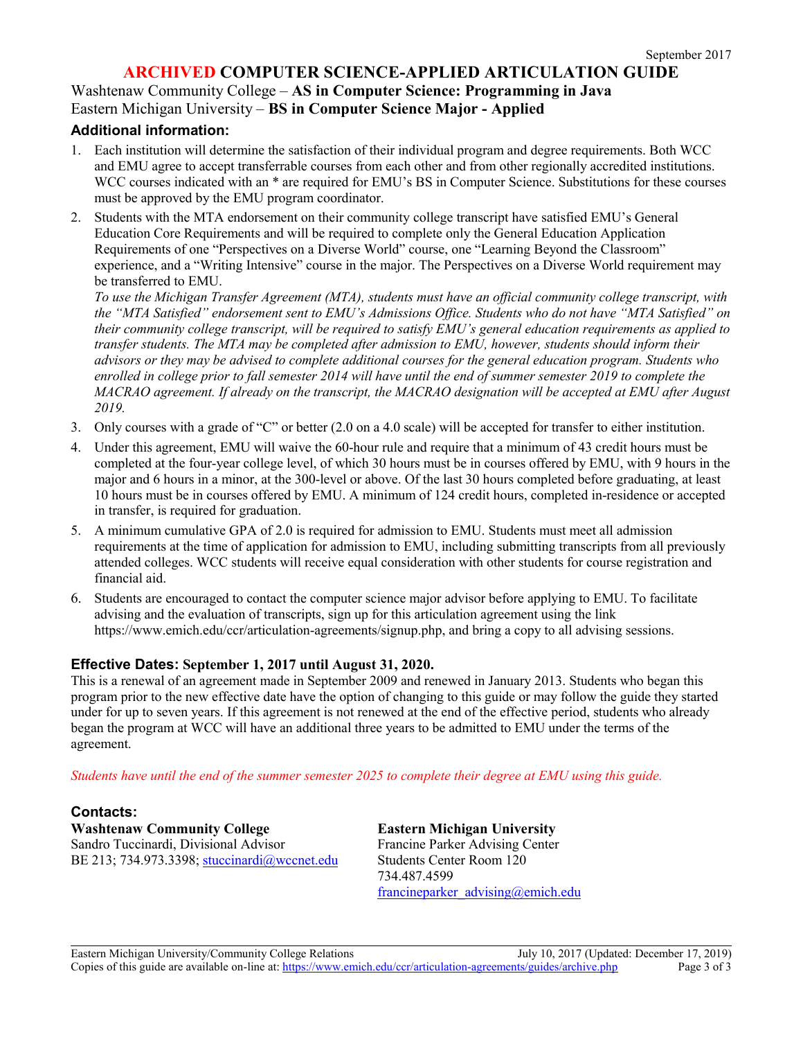September 2017

# ARCHIVED COMPUTER SCIENCE-APPLIED ARTICULATION GUIDE

Washtenaw Community College – **AS in Computer Science: Programming in Java**
Eastern Michigan University – **BS in Computer Science Major - Applied**

### Additional information:

1. Each institution will determine the satisfaction of their individual program and degree requirements. Both WCC and EMU agree to accept transferrable courses from each other and from other regionally accredited institutions. WCC courses indicated with an * are required for EMU's BS in Computer Science. Substitutions for these courses must be approved by the EMU program coordinator.
2. Students with the MTA endorsement on their community college transcript have satisfied EMU's General Education Core Requirements and will be required to complete only the General Education Application Requirements of one "Perspectives on a Diverse World" course, one "Learning Beyond the Classroom" experience, and a "Writing Intensive" course in the major. The Perspectives on a Diverse World requirement may be transferred to EMU.
   *To use the Michigan Transfer Agreement (MTA), students must have an official community college transcript, with the "MTA Satisfied" endorsement sent to EMU's Admissions Office. Students who do not have "MTA Satisfied" on their community college transcript, will be required to satisfy EMU's general education requirements as applied to transfer students. The MTA may be completed after admission to EMU, however, students should inform their advisors or they may be advised to complete additional courses for the general education program. Students who enrolled in college prior to fall semester 2014 will have until the end of summer semester 2019 to complete the MACRAO agreement. If already on the transcript, the MACRAO designation will be accepted at EMU after August 2019.*
3. Only courses with a grade of "C" or better (2.0 on a 4.0 scale) will be accepted for transfer to either institution.
4. Under this agreement, EMU will waive the 60-hour rule and require that a minimum of 43 credit hours must be completed at the four-year college level, of which 30 hours must be in courses offered by EMU, with 9 hours in the major and 6 hours in a minor, at the 300-level or above. Of the last 30 hours completed before graduating, at least 10 hours must be in courses offered by EMU. A minimum of 124 credit hours, completed in-residence or accepted in transfer, is required for graduation.
5. A minimum cumulative GPA of 2.0 is required for admission to EMU. Students must meet all admission requirements at the time of application for admission to EMU, including submitting transcripts from all previously attended colleges. WCC students will receive equal consideration with other students for course registration and financial aid.
6. Students are encouraged to contact the computer science major advisor before applying to EMU. To facilitate advising and the evaluation of transcripts, sign up for this articulation agreement using the link https://www.emich.edu/ccr/articulation-agreements/signup.php, and bring a copy to all advising sessions.

### Effective Dates: September 1, 2017 until August 31, 2020.

This is a renewal of an agreement made in September 2009 and renewed in January 2013. Students who began this program prior to the new effective date have the option of changing to this guide or may follow the guide they started under for up to seven years. If this agreement is not renewed at the end of the effective period, students who already began the program at WCC will have an additional three years to be admitted to EMU under the terms of the agreement.

*Students have until the end of the summer semester 2025 to complete their degree at EMU using this guide.*

### Contacts:

**Washtenaw Community College**
Sandro Tuccinardi, Divisional Advisor
BE 213; 734.973.3398; stuccinardi@wccnet.edu

**Eastern Michigan University**
Francine Parker Advising Center
Students Center Room 120
734.487.4599
francineparker_advising@emich.edu

Eastern Michigan University/Community College Relations — July 10, 2017 (Updated: December 17, 2019)
Copies of this guide are available on-line at: https://www.emich.edu/ccr/articulation-agreements/guides/archive.php